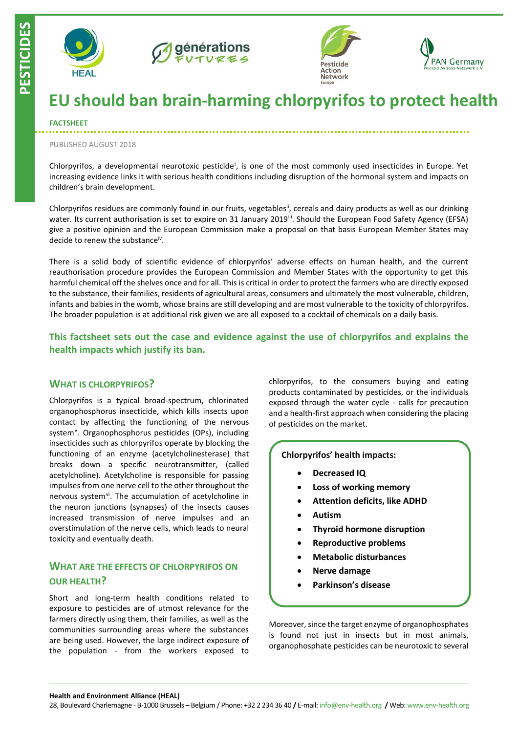PESTICIDES

# EU should ban brain-harming chlorpyrifos to protect health

**FACTSHEET**

PUBLISHED AUGUST 2018

Chlorpyrifos, a developmental neurotoxic pesticide[i], is one of the most commonly used insecticides in Europe. Yet increasing evidence links it with serious health conditions including disruption of the hormonal system and impacts on children's brain development.

Chlorpyrifos residues are commonly found in our fruits, vegetables[ii], cereals and dairy products as well as our drinking water. Its current authorisation is set to expire on 31 January 2019[iii]. Should the European Food Safety Agency (EFSA) give a positive opinion and the European Commission make a proposal on that basis European Member States may decide to renew the substance[iv].

There is a solid body of scientific evidence of chlorpyrifos' adverse effects on human health, and the current reauthorisation procedure provides the European Commission and Member States with the opportunity to get this harmful chemical off the shelves once and for all. This is critical in order to protect the farmers who are directly exposed to the substance, their families, residents of agricultural areas, consumers and ultimately the most vulnerable, children, infants and babies in the womb, whose brains are still developing and are most vulnerable to the toxicity of chlorpyrifos. The broader population is at additional risk given we are all exposed to a cocktail of chemicals on a daily basis.

**This factsheet sets out the case and evidence against the use of chlorpyrifos and explains the health impacts which justify its ban.**

## What is chlorpyrifos?

Chlorpyrifos is a typical broad-spectrum, chlorinated organophosphorus insecticide, which kills insects upon contact by affecting the functioning of the nervous system[v]. Organophosphorus pesticides (OPs), including insecticides such as chlorpyrifos operate by blocking the functioning of an enzyme (acetylcholinesterase) that breaks down a specific neurotransmitter, (called acetylcholine). Acetylcholine is responsible for passing impulses from one nerve cell to the other throughout the nervous system[vi]. The accumulation of acetylcholine in the neuron junctions (synapses) of the insects causes increased transmission of nerve impulses and an overstimulation of the nerve cells, which leads to neural toxicity and eventually death.

## What are the effects of chlorpyrifos on our health?

Short and long-term health conditions related to exposure to pesticides are of utmost relevance for the farmers directly using them, their families, as well as the communities surrounding areas where the substances are being used. However, the large indirect exposure of the population - from the workers exposed to chlorpyrifos, to the consumers buying and eating products contaminated by pesticides, or the individuals exposed through the water cycle - calls for precaution and a health-first approach when considering the placing of pesticides on the market.

**Chlorpyrifos' health impacts:**

- **Decreased IQ**
- **Loss of working memory**
- **Attention deficits, like ADHD**
- **Autism**
- **Thyroid hormone disruption**
- **Reproductive problems**
- **Metabolic disturbances**
- **Nerve damage**
- **Parkinson's disease**

Moreover, since the target enzyme of organophosphates is found not just in insects but in most animals, organophosphate pesticides can be neurotoxic to several

**Health and Environment Alliance (HEAL)**
28, Boulevard Charlemagne - B-1000 Brussels – Belgium / Phone: +32 2 234 36 40 / E-mail: info@env-health.org / Web: www.env-health.org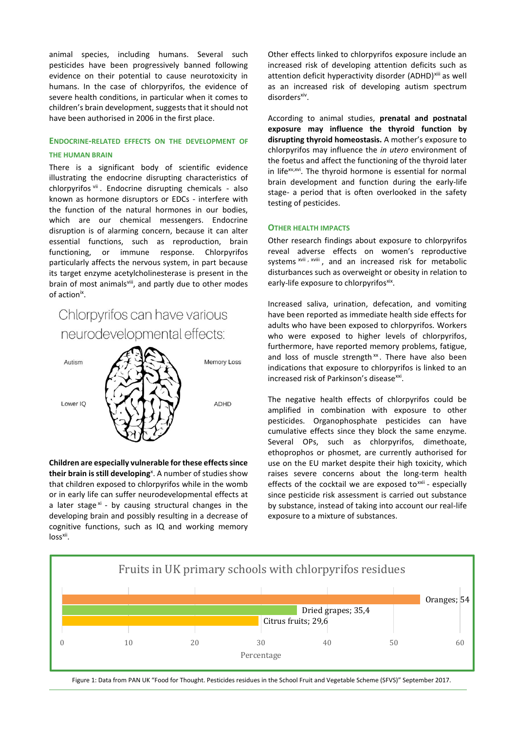animal species, including humans. Several such pesticides have been progressively banned following evidence on their potential to cause neurotoxicity in humans. In the case of chlorpyrifos, the evidence of severe health conditions, in particular when it comes to children's brain development, suggests that it should not have been authorised in 2006 in the first place.

### Endocrine-related effects on the development of the human brain

There is a significant body of scientific evidence illustrating the endocrine disrupting characteristics of chlorpyrifos [vii]. Endocrine disrupting chemicals - also known as hormone disruptors or EDCs - interfere with the function of the natural hormones in our bodies, which are our chemical messengers. Endocrine disruption is of alarming concern, because it can alter essential functions, such as reproduction, brain functioning, or immune response. Chlorpyrifos particularly affects the nervous system, in part because its target enzyme acetylcholinesterase is present in the brain of most animals[viii], and partly due to other modes of action[ix].

Chlorpyrifos can have various neurodevelopmental effects:

Autism

Memory Loss

Lower IQ

ADHD

**Children are especially vulnerable for these effects since their brain is still developing**[x]. A number of studies show that children exposed to chlorpyrifos while in the womb or in early life can suffer neurodevelopmental effects at a later stage [xi] - by causing structural changes in the developing brain and possibly resulting in a decrease of cognitive functions, such as IQ and working memory loss[xii].

Other effects linked to chlorpyrifos exposure include an increased risk of developing attention deficits such as attention deficit hyperactivity disorder (ADHD)[xiii] as well as an increased risk of developing autism spectrum disorders[xiv].

According to animal studies, **prenatal and postnatal exposure may influence the thyroid function by disrupting thyroid homeostasis.** A mother's exposure to chlorpyrifos may influence the *in utero* environment of the foetus and affect the functioning of the thyroid later in life[xv,xvi]. The thyroid hormone is essential for normal brain development and function during the early-life stage- a period that is often overlooked in the safety testing of pesticides.

### Other health impacts

Other research findings about exposure to chlorpyrifos reveal adverse effects on women's reproductive systems [xvii, xviii], and an increased risk for metabolic disturbances such as overweight or obesity in relation to early-life exposure to chlorpyrifos[xix].

Increased saliva, urination, defecation, and vomiting have been reported as immediate health side effects for adults who have been exposed to chlorpyrifos. Workers who were exposed to higher levels of chlorpyrifos, furthermore, have reported memory problems, fatigue, and loss of muscle strength [xx]. There have also been indications that exposure to chlorpyrifos is linked to an increased risk of Parkinson's disease[xxi].

The negative health effects of chlorpyrifos could be amplified in combination with exposure to other pesticides. Organophosphate pesticides can have cumulative effects since they block the same enzyme. Several OPs, such as chlorpyrifos, dimethoate, ethoprophos or phosmet, are currently authorised for use on the EU market despite their high toxicity, which raises severe concerns about the long-term health effects of the cocktail we are exposed to[xxii] - especially since pesticide risk assessment is carried out substance by substance, instead of taking into account our real-life exposure to a mixture of substances.

**Fruits in UK primary schools with chlorpyrifos residues**

| Fruit | Percentage |
|---|---|
| Oranges | 54 |
| Dried grapes | 35,4 |
| Citrus fruits | 29,6 |

Figure 1: Data from PAN UK "Food for Thought. Pesticides residues in the School Fruit and Vegetable Scheme (SFVS)" September 2017.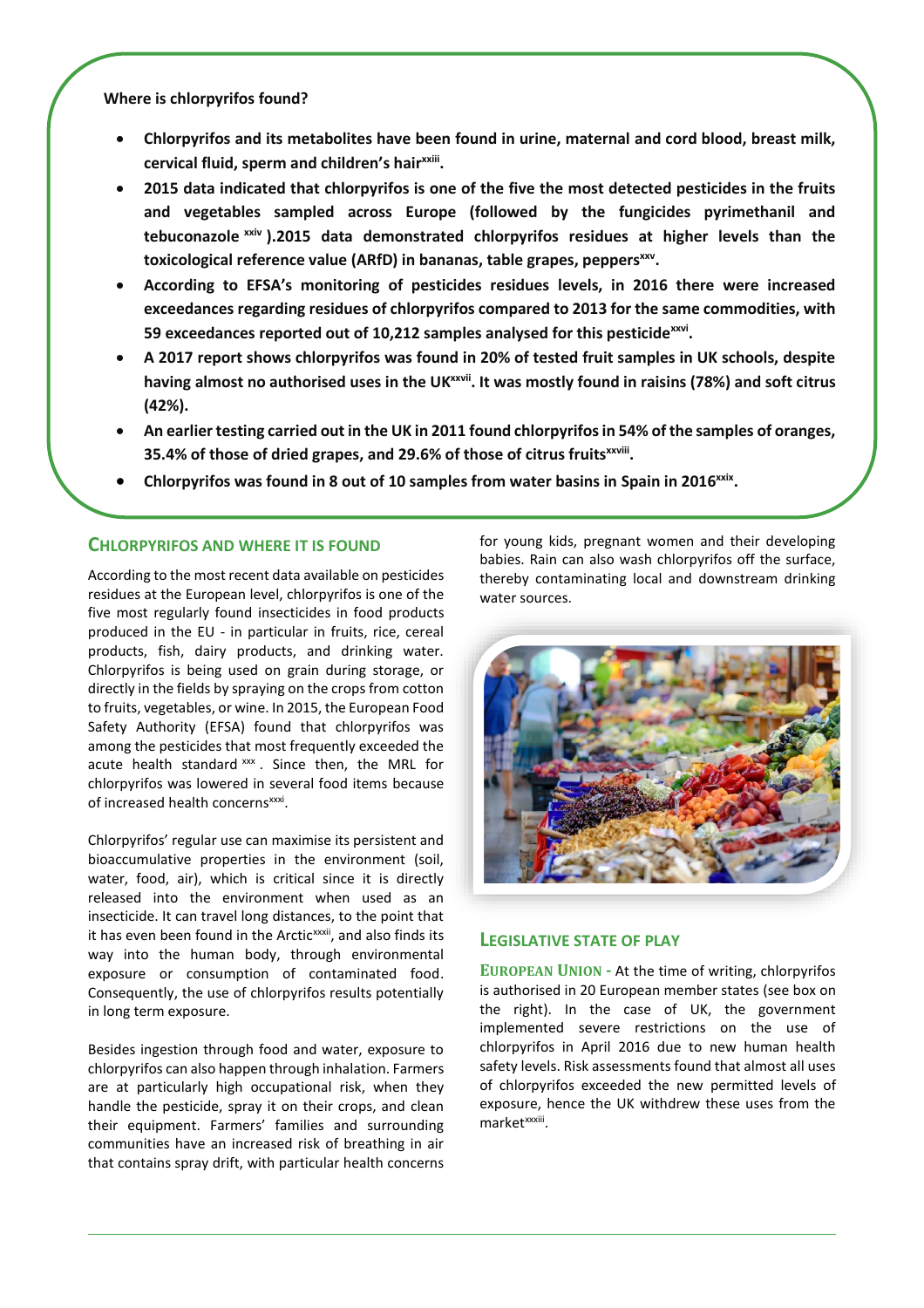**Where is chlorpyrifos found?**

- **Chlorpyrifos and its metabolites have been found in urine, maternal and cord blood, breast milk, cervical fluid, sperm and children's hair[xxiii].**
- **2015 data indicated that chlorpyrifos is one of the five the most detected pesticides in the fruits and vegetables sampled across Europe (followed by the fungicides pyrimethanil and tebuconazole [xxiv] ).2015 data demonstrated chlorpyrifos residues at higher levels than the toxicological reference value (ARfD) in bananas, table grapes, peppers[xxv].**
- **According to EFSA's monitoring of pesticides residues levels, in 2016 there were increased exceedances regarding residues of chlorpyrifos compared to 2013 for the same commodities, with 59 exceedances reported out of 10,212 samples analysed for this pesticide[xxvi].**
- **A 2017 report shows chlorpyrifos was found in 20% of tested fruit samples in UK schools, despite having almost no authorised uses in the UK[xxvii]. It was mostly found in raisins (78%) and soft citrus (42%).**
- **An earlier testing carried out in the UK in 2011 found chlorpyrifos in 54% of the samples of oranges, 35.4% of those of dried grapes, and 29.6% of those of citrus fruits[xxviii].**
- **Chlorpyrifos was found in 8 out of 10 samples from water basins in Spain in 2016[xxix].**

## CHLORPYRIFOS AND WHERE IT IS FOUND

According to the most recent data available on pesticides residues at the European level, chlorpyrifos is one of the five most regularly found insecticides in food products produced in the EU - in particular in fruits, rice, cereal products, fish, dairy products, and drinking water. Chlorpyrifos is being used on grain during storage, or directly in the fields by spraying on the crops from cotton to fruits, vegetables, or wine. In 2015, the European Food Safety Authority (EFSA) found that chlorpyrifos was among the pesticides that most frequently exceeded the acute health standard [xxx] . Since then, the MRL for chlorpyrifos was lowered in several food items because of increased health concerns[xxxi].

Chlorpyrifos' regular use can maximise its persistent and bioaccumulative properties in the environment (soil, water, food, air), which is critical since it is directly released into the environment when used as an insecticide. It can travel long distances, to the point that it has even been found in the Arctic[xxxii], and also finds its way into the human body, through environmental exposure or consumption of contaminated food. Consequently, the use of chlorpyrifos results potentially in long term exposure.

Besides ingestion through food and water, exposure to chlorpyrifos can also happen through inhalation. Farmers are at particularly high occupational risk, when they handle the pesticide, spray it on their crops, and clean their equipment. Farmers' families and surrounding communities have an increased risk of breathing in air that contains spray drift, with particular health concerns for young kids, pregnant women and their developing babies. Rain can also wash chlorpyrifos off the surface, thereby contaminating local and downstream drinking water sources.

## LEGISLATIVE STATE OF PLAY

**EUROPEAN UNION** - At the time of writing, chlorpyrifos is authorised in 20 European member states (see box on the right). In the case of UK, the government implemented severe restrictions on the use of chlorpyrifos in April 2016 due to new human health safety levels. Risk assessments found that almost all uses of chlorpyrifos exceeded the new permitted levels of exposure, hence the UK withdrew these uses from the market[xxxiii].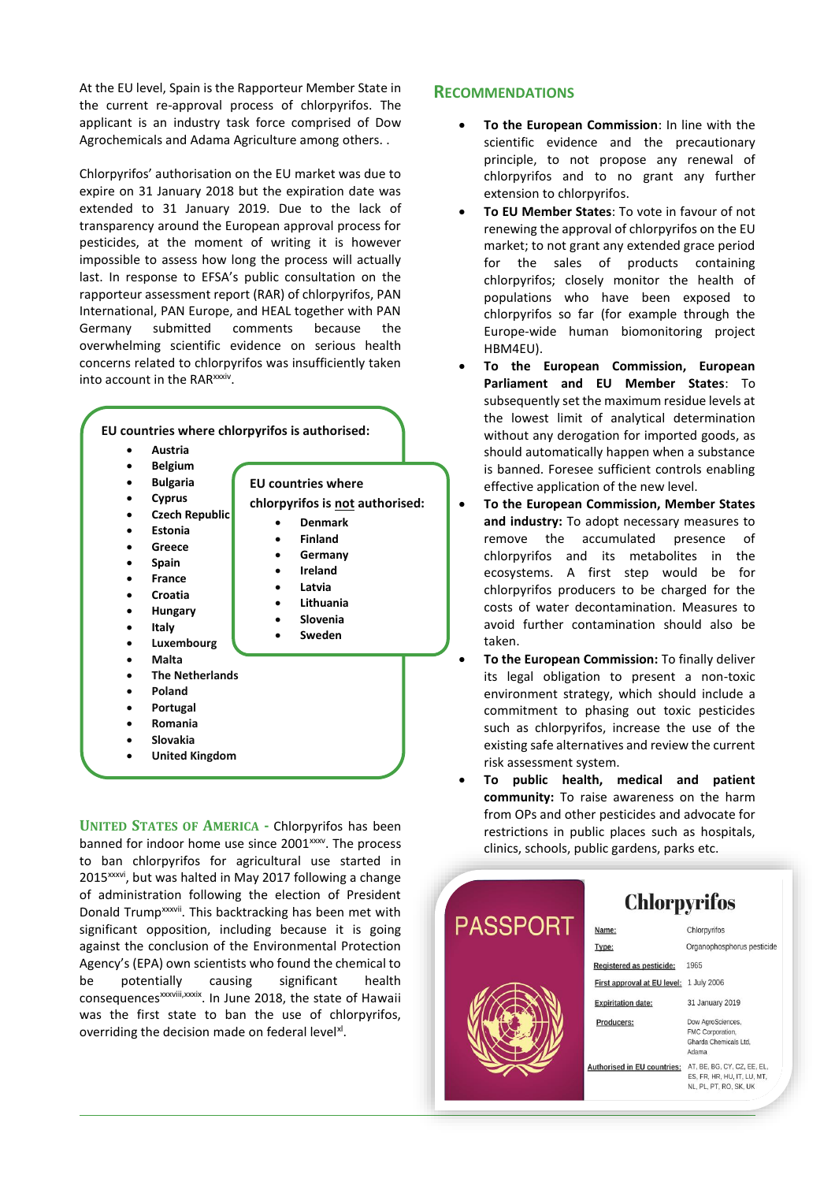At the EU level, Spain is the Rapporteur Member State in the current re-approval process of chlorpyrifos. The applicant is an industry task force comprised of Dow Agrochemicals and Adama Agriculture among others. .

Chlorpyrifos' authorisation on the EU market was due to expire on 31 January 2018 but the expiration date was extended to 31 January 2019. Due to the lack of transparency around the European approval process for pesticides, at the moment of writing it is however impossible to assess how long the process will actually last. In response to EFSA's public consultation on the rapporteur assessment report (RAR) of chlorpyrifos, PAN International, PAN Europe, and HEAL together with PAN Germany submitted comments because the overwhelming scientific evidence on serious health concerns related to chlorpyrifos was insufficiently taken into account in the RAR[xxxiv].

**EU countries where chlorpyrifos is authorised:**

- **Austria**
- **Belgium**
- **Bulgaria**
- **Cyprus**
- **Czech Republic**
- **Estonia**
- **Greece**
- **Spain**
- **France**
- **Croatia**
- **Hungary**
- **Italy**
- **Luxembourg**
- **Malta**
- **The Netherlands**
- **Poland**
- **Portugal**
- **Romania**
- **Slovakia**
- **United Kingdom**

**EU countries where chlorpyrifos is not authorised:**

- **Denmark**
- **Finland**
- **Germany**
- **Ireland**
- **Latvia**
- **Lithuania**
- **Slovenia**
- **Sweden**

**United States of America** - Chlorpyrifos has been banned for indoor home use since 2001[xxxv]. The process to ban chlorpyrifos for agricultural use started in 2015[xxxvi], but was halted in May 2017 following a change of administration following the election of President Donald Trump[xxxvii]. This backtracking has been met with significant opposition, including because it is going against the conclusion of the Environmental Protection Agency's (EPA) own scientists who found the chemical to be potentially causing significant health consequences[xxxviii,xxxix]. In June 2018, the state of Hawaii was the first state to ban the use of chlorpyrifos, overriding the decision made on federal level[xl].

## Recommendations

- **To the European Commission**: In line with the scientific evidence and the precautionary principle, to not propose any renewal of chlorpyrifos and to no grant any further extension to chlorpyrifos.
- **To EU Member States**: To vote in favour of not renewing the approval of chlorpyrifos on the EU market; to not grant any extended grace period for the sales of products containing chlorpyrifos; closely monitor the health of populations who have been exposed to chlorpyrifos so far (for example through the Europe-wide human biomonitoring project HBM4EU).
- **To the European Commission, European Parliament and EU Member States**: To subsequently set the maximum residue levels at the lowest limit of analytical determination without any derogation for imported goods, as should automatically happen when a substance is banned. Foresee sufficient controls enabling effective application of the new level.
- **To the European Commission, Member States and industry:** To adopt necessary measures to remove the accumulated presence of chlorpyrifos and its metabolites in the ecosystems. A first step would be for chlorpyrifos producers to be charged for the costs of water decontamination. Measures to avoid further contamination should also be taken.
- **To the European Commission:** To finally deliver its legal obligation to present a non-toxic environment strategy, which should include a commitment to phasing out toxic pesticides such as chlorpyrifos, increase the use of the existing safe alternatives and review the current risk assessment system.
- **To public health, medical and patient community:** To raise awareness on the harm from OPs and other pesticides and advocate for restrictions in public places such as hospitals, clinics, schools, public gardens, parks etc.

PASSPORT

**Chlorpyrifos**

| | |
|---|---|
| Name: | Chlorpyrifos |
| Type: | Organophosphorus pesticide |
| Registered as pesticide: | 1965 |
| First approval at EU level: | 1 July 2006 |
| Expiritation date: | 31 January 2019 |
| Producers: | Dow AgroSciences, FMC Corporation, Gharda Chemicals Ltd, Adama |
| Authorised in EU countries: | AT, BE, BG, CY, CZ, EE, EL, ES, FR, HR, HU, IT, LU, MT, NL, PL, PT, RO, SK, UK |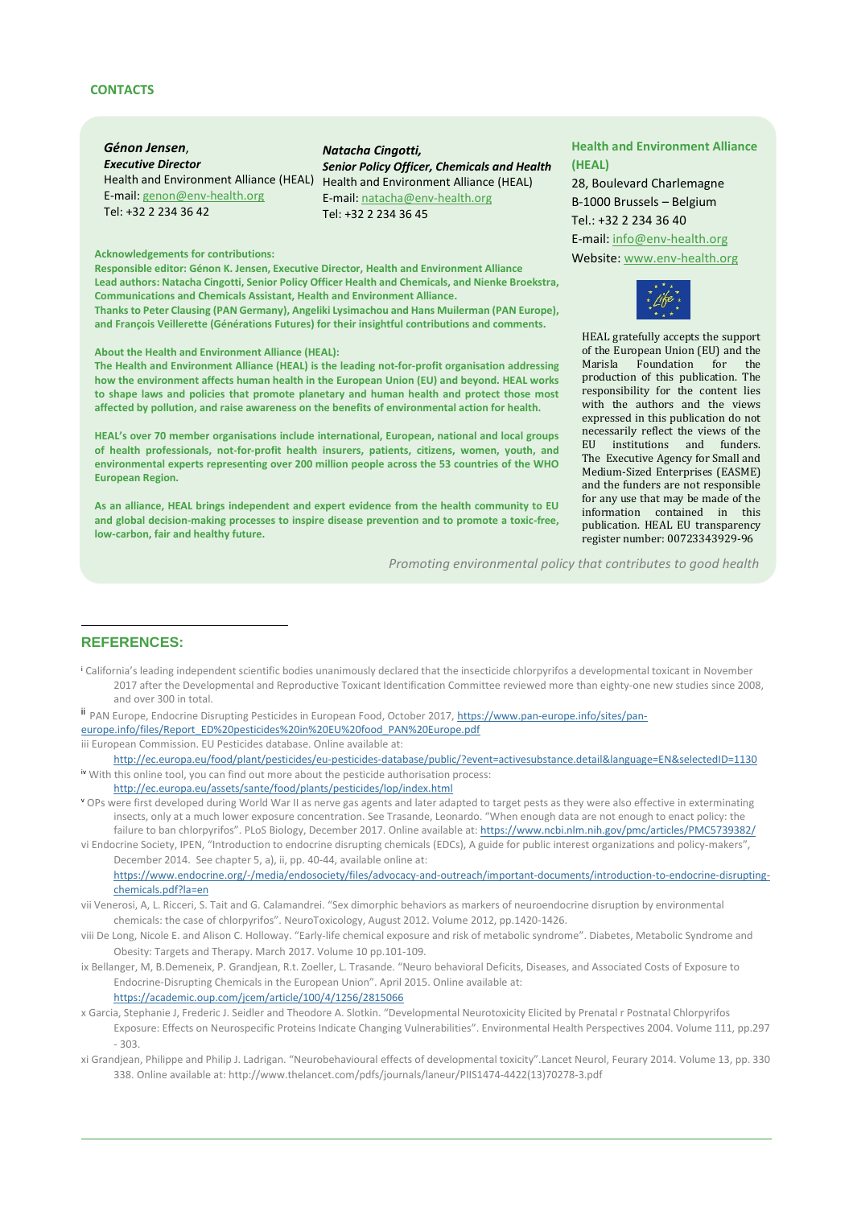## CONTACTS

***Génon Jensen*, *Executive Director***
Health and Environment Alliance (HEAL)
E-mail: genon@env-health.org
Tel: +32 2 234 36 42

***Natacha Cingotti, Senior Policy Officer, Chemicals and Health***
Health and Environment Alliance (HEAL)
E-mail: natacha@env-health.org
Tel: +32 2 234 36 45

**Health and Environment Alliance (HEAL)**
28, Boulevard Charlemagne
B-1000 Brussels – Belgium
Tel.: +32 2 234 36 40
E-mail: info@env-health.org
Website: www.env-health.org

**Acknowledgements for contributions:**
**Responsible editor: Génon K. Jensen, Executive Director, Health and Environment Alliance**
**Lead authors: Natacha Cingotti, Senior Policy Officer Health and Chemicals, and Nienke Broekstra, Communications and Chemicals Assistant, Health and Environment Alliance.**
**Thanks to Peter Clausing (PAN Germany), Angeliki Lysimachou and Hans Muilerman (PAN Europe), and François Veillerette (Générations Futures) for their insightful contributions and comments.**

**About the Health and Environment Alliance (HEAL):**
**The Health and Environment Alliance (HEAL) is the leading not-for-profit organisation addressing how the environment affects human health in the European Union (EU) and beyond. HEAL works to shape laws and policies that promote planetary and human health and protect those most affected by pollution, and raise awareness on the benefits of environmental action for health.**

**HEAL's over 70 member organisations include international, European, national and local groups of health professionals, not-for-profit health insurers, patients, citizens, women, youth, and environmental experts representing over 200 million people across the 53 countries of the WHO European Region.**

**As an alliance, HEAL brings independent and expert evidence from the health community to EU and global decision-making processes to inspire disease prevention and to promote a toxic-free, low-carbon, fair and healthy future.**

HEAL gratefully accepts the support of the European Union (EU) and the Marisla Foundation for the production of this publication. The responsibility for the content lies with the authors and the views expressed in this publication do not necessarily reflect the views of the EU institutions and funders. The Executive Agency for Small and Medium-Sized Enterprises (EASME) and the funders are not responsible for any use that may be made of the information contained in this publication. HEAL EU transparency register number: 00723343929-96

*Promoting environmental policy that contributes to good health*

## REFERENCES:

[i] California's leading independent scientific bodies unanimously declared that the insecticide chlorpyrifos a developmental toxicant in November 2017 after the Developmental and Reproductive Toxicant Identification Committee reviewed more than eighty-one new studies since 2008, and over 300 in total.

[ii] PAN Europe, Endocrine Disrupting Pesticides in European Food, October 2017, https://www.pan-europe.info/sites/pan-europe.info/files/Report_ED%20pesticides%20in%20EU%20food_PAN%20Europe.pdf

iii European Commission. EU Pesticides database. Online available at: http://ec.europa.eu/food/plant/pesticides/eu-pesticides-database/public/?event=activesubstance.detail&language=EN&selectedID=1130

[iv] With this online tool, you can find out more about the pesticide authorisation process: http://ec.europa.eu/assets/sante/food/plants/pesticides/lop/index.html

[v] OPs were first developed during World War II as nerve gas agents and later adapted to target pests as they were also effective in exterminating insects, only at a much lower exposure concentration. See Trasande, Leonardo. "When enough data are not enough to enact policy: the failure to ban chlorpyrifos". PLoS Biology, December 2017. Online available at: https://www.ncbi.nlm.nih.gov/pmc/articles/PMC5739382/

vi Endocrine Society, IPEN, "Introduction to endocrine disrupting chemicals (EDCs), A guide for public interest organizations and policy-makers", December 2014. See chapter 5, a), ii, pp. 40-44, available online at: https://www.endocrine.org/-/media/endosociety/files/advocacy-and-outreach/important-documents/introduction-to-endocrine-disrupting-chemicals.pdf?la=en

vii Venerosi, A, L. Ricceri, S. Tait and G. Calamandrei. "Sex dimorphic behaviors as markers of neuroendocrine disruption by environmental chemicals: the case of chlorpyrifos". NeuroToxicology, August 2012. Volume 2012, pp.1420-1426.

viii De Long, Nicole E. and Alison C. Holloway. "Early-life chemical exposure and risk of metabolic syndrome". Diabetes, Metabolic Syndrome and Obesity: Targets and Therapy. March 2017. Volume 10 pp.101-109.

ix Bellanger, M, B.Demeneix, P. Grandjean, R.t. Zoeller, L. Trasande. "Neuro behavioral Deficits, Diseases, and Associated Costs of Exposure to Endocrine-Disrupting Chemicals in the European Union". April 2015. Online available at: https://academic.oup.com/jcem/article/100/4/1256/2815066

x Garcia, Stephanie J, Frederic J. Seidler and Theodore A. Slotkin. "Developmental Neurotoxicity Elicited by Prenatal r Postnatal Chlorpyrifos Exposure: Effects on Neurospecific Proteins Indicate Changing Vulnerabilities". Environmental Health Perspectives 2004. Volume 111, pp.297 - 303.

xi Grandjean, Philippe and Philip J. Ladrigan. "Neurobehavioural effects of developmental toxicity".Lancet Neurol, Feurary 2014. Volume 13, pp. 330 338. Online available at: http://www.thelancet.com/pdfs/journals/laneur/PIIS1474-4422(13)70278-3.pdf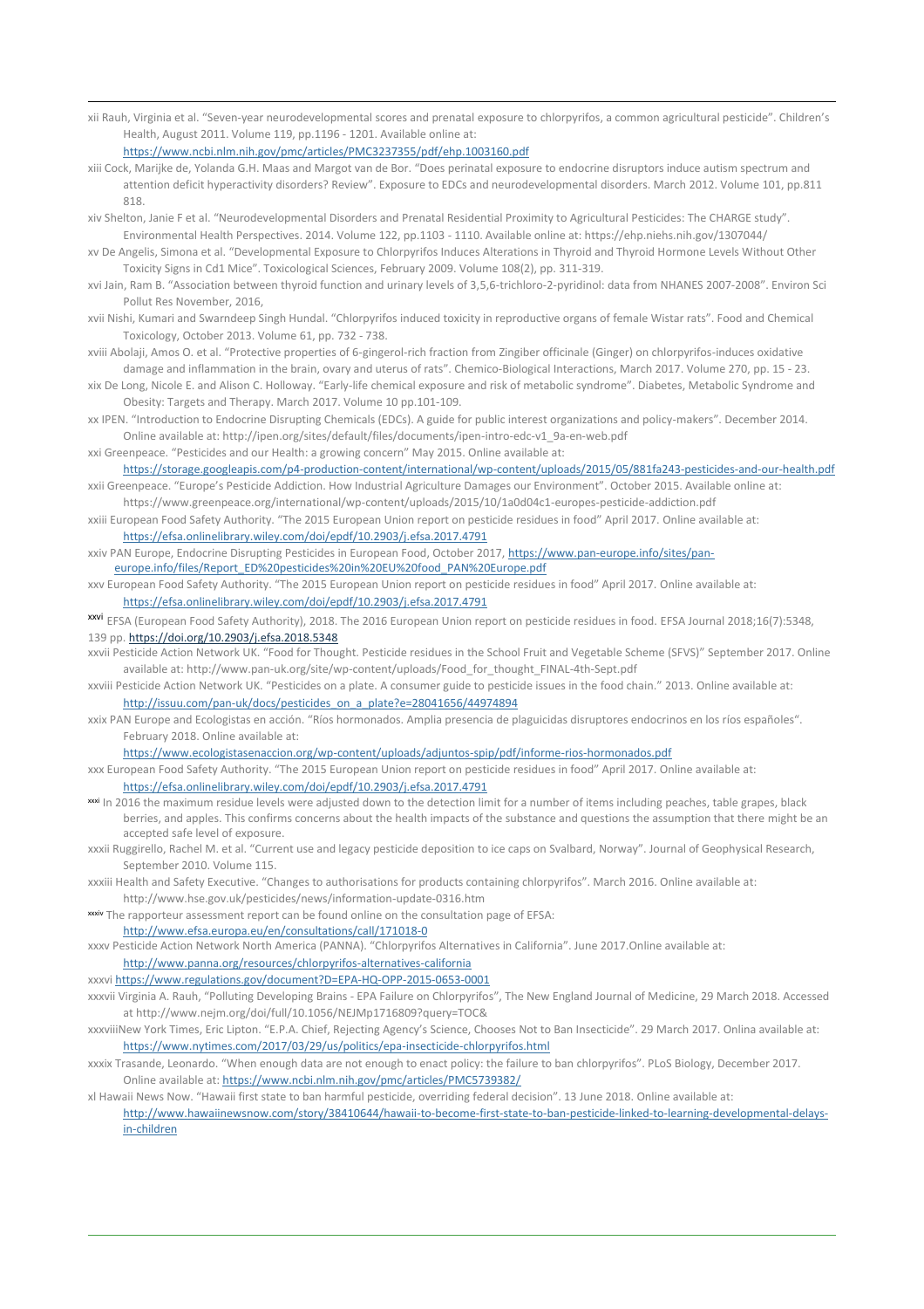xii Rauh, Virginia et al. "Seven-year neurodevelopmental scores and prenatal exposure to chlorpyrifos, a common agricultural pesticide". Children's Health, August 2011. Volume 119, pp.1196 - 1201. Available online at: https://www.ncbi.nlm.nih.gov/pmc/articles/PMC3237355/pdf/ehp.1003160.pdf

xiii Cock, Marijke de, Yolanda G.H. Maas and Margot van de Bor. "Does perinatal exposure to endocrine disruptors induce autism spectrum and attention deficit hyperactivity disorders? Review". Exposure to EDCs and neurodevelopmental disorders. March 2012. Volume 101, pp.811 818.

xiv Shelton, Janie F et al. "Neurodevelopmental Disorders and Prenatal Residential Proximity to Agricultural Pesticides: The CHARGE study". Environmental Health Perspectives. 2014. Volume 122, pp.1103 - 1110. Available online at: https://ehp.niehs.nih.gov/1307044/

xv De Angelis, Simona et al. "Developmental Exposure to Chlorpyrifos Induces Alterations in Thyroid and Thyroid Hormone Levels Without Other Toxicity Signs in Cd1 Mice". Toxicological Sciences, February 2009. Volume 108(2), pp. 311-319.

xvi Jain, Ram B. "Association between thyroid function and urinary levels of 3,5,6-trichloro-2-pyridinol: data from NHANES 2007-2008". Environ Sci Pollut Res November, 2016,

xvii Nishi, Kumari and Swarndeep Singh Hundal. "Chlorpyrifos induced toxicity in reproductive organs of female Wistar rats". Food and Chemical Toxicology, October 2013. Volume 61, pp. 732 - 738.

xviii Abolaji, Amos O. et al. "Protective properties of 6-gingerol-rich fraction from Zingiber officinale (Ginger) on chlorpyrifos-induces oxidative damage and inflammation in the brain, ovary and uterus of rats". Chemico-Biological Interactions, March 2017. Volume 270, pp. 15 - 23.

xix De Long, Nicole E. and Alison C. Holloway. "Early-life chemical exposure and risk of metabolic syndrome". Diabetes, Metabolic Syndrome and Obesity: Targets and Therapy. March 2017. Volume 10 pp.101-109.

xx IPEN. "Introduction to Endocrine Disrupting Chemicals (EDCs). A guide for public interest organizations and policy-makers". December 2014. Online available at: http://ipen.org/sites/default/files/documents/ipen-intro-edc-v1_9a-en-web.pdf

xxi Greenpeace. "Pesticides and our Health: a growing concern" May 2015. Online available at: https://storage.googleapis.com/p4-production-content/international/wp-content/uploads/2015/05/881fa243-pesticides-and-our-health.pdf

xxii Greenpeace. "Europe's Pesticide Addiction. How Industrial Agriculture Damages our Environment". October 2015. Available online at: https://www.greenpeace.org/international/wp-content/uploads/2015/10/1a0d04c1-europes-pesticide-addiction.pdf

xxiii European Food Safety Authority. "The 2015 European Union report on pesticide residues in food" April 2017. Online available at: https://efsa.onlinelibrary.wiley.com/doi/epdf/10.2903/j.efsa.2017.4791

xxiv PAN Europe, Endocrine Disrupting Pesticides in European Food, October 2017, https://www.pan-europe.info/sites/pan-europe.info/files/Report_ED%20pesticides%20in%20EU%20food_PAN%20Europe.pdf

xxv European Food Safety Authority. "The 2015 European Union report on pesticide residues in food" April 2017. Online available at: https://efsa.onlinelibrary.wiley.com/doi/epdf/10.2903/j.efsa.2017.4791

xxvi EFSA (European Food Safety Authority), 2018. The 2016 European Union report on pesticide residues in food. EFSA Journal 2018;16(7):5348, 139 pp. https://doi.org/10.2903/j.efsa.2018.5348

xxvii Pesticide Action Network UK. "Food for Thought. Pesticide residues in the School Fruit and Vegetable Scheme (SFVS)" September 2017. Online available at: http://www.pan-uk.org/site/wp-content/uploads/Food_for_thought_FINAL-4th-Sept.pdf

xxviii Pesticide Action Network UK. "Pesticides on a plate. A consumer guide to pesticide issues in the food chain." 2013. Online available at: http://issuu.com/pan-uk/docs/pesticides_on_a_plate?e=28041656/44974894

xxix PAN Europe and Ecologistas en acción. "Ríos hormonados. Amplia presencia de plaguicidas disruptores endocrinos en los ríos españoles". February 2018. Online available at: https://www.ecologistasenaccion.org/wp-content/uploads/adjuntos-spip/pdf/informe-rios-hormonados.pdf

xxx European Food Safety Authority. "The 2015 European Union report on pesticide residues in food" April 2017. Online available at: https://efsa.onlinelibrary.wiley.com/doi/epdf/10.2903/j.efsa.2017.4791

xxxi In 2016 the maximum residue levels were adjusted down to the detection limit for a number of items including peaches, table grapes, black berries, and apples. This confirms concerns about the health impacts of the substance and questions the assumption that there might be an accepted safe level of exposure.

xxxii Ruggirello, Rachel M. et al. "Current use and legacy pesticide deposition to ice caps on Svalbard, Norway". Journal of Geophysical Research, September 2010. Volume 115.

xxxiii Health and Safety Executive. "Changes to authorisations for products containing chlorpyrifos". March 2016. Online available at: http://www.hse.gov.uk/pesticides/news/information-update-0316.htm

xxxiv The rapporteur assessment report can be found online on the consultation page of EFSA: http://www.efsa.europa.eu/en/consultations/call/171018-0

xxxv Pesticide Action Network North America (PANNA). "Chlorpyrifos Alternatives in California". June 2017.Online available at: http://www.panna.org/resources/chlorpyrifos-alternatives-california

xxxvi https://www.regulations.gov/document?D=EPA-HQ-OPP-2015-0653-0001

xxxvii Virginia A. Rauh, "Polluting Developing Brains - EPA Failure on Chlorpyrifos", The New England Journal of Medicine, 29 March 2018. Accessed at http://www.nejm.org/doi/full/10.1056/NEJMp1716809?query=TOC&

xxxviiiNew York Times, Eric Lipton. "E.P.A. Chief, Rejecting Agency's Science, Chooses Not to Ban Insecticide". 29 March 2017. Onlina available at: https://www.nytimes.com/2017/03/29/us/politics/epa-insecticide-chlorpyrifos.html

xxxix Trasande, Leonardo. "When enough data are not enough to enact policy: the failure to ban chlorpyrifos". PLoS Biology, December 2017. Online available at: https://www.ncbi.nlm.nih.gov/pmc/articles/PMC5739382/

xl Hawaii News Now. "Hawaii first state to ban harmful pesticide, overriding federal decision". 13 June 2018. Online available at: http://www.hawaiinewsnow.com/story/38410644/hawaii-to-become-first-state-to-ban-pesticide-linked-to-learning-developmental-delays-in-children